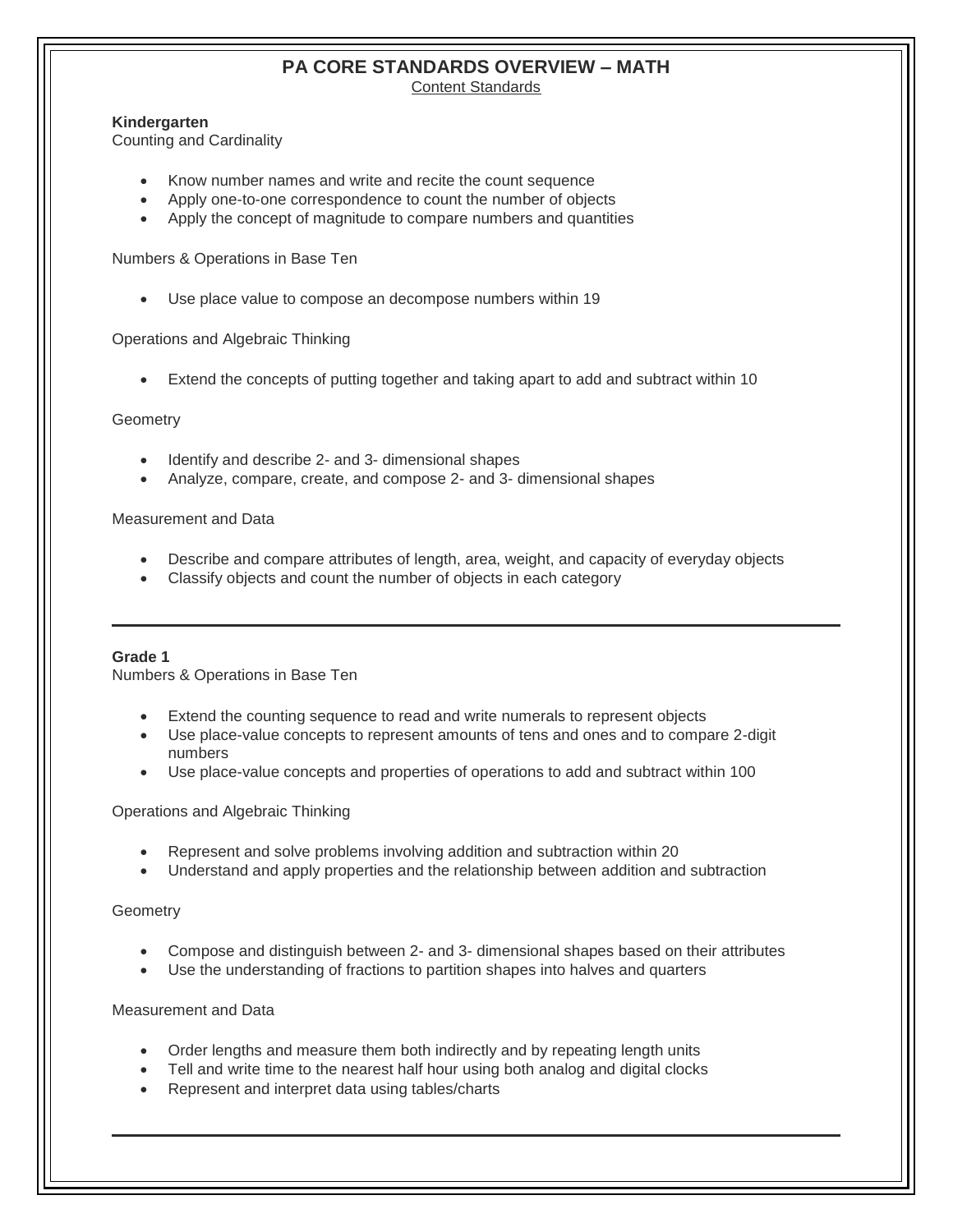# PA CORE STANDARDS OVERVIEW – MATH

Content Standards

**Kindergarten**

Counting and Cardinality

- Know number names and write and recite the count sequence
- Apply one-to-one correspondence to count the number of objects
- Apply the concept of magnitude to compare numbers and quantities

Numbers & Operations in Base Ten

- Use place value to compose an decompose numbers within 19

Operations and Algebraic Thinking

- Extend the concepts of putting together and taking apart to add and subtract within 10

Geometry

- Identify and describe 2- and 3- dimensional shapes
- Analyze, compare, create, and compose 2- and 3- dimensional shapes

Measurement and Data

- Describe and compare attributes of length, area, weight, and capacity of everyday objects
- Classify objects and count the number of objects in each category

---

**Grade 1**

Numbers & Operations in Base Ten

- Extend the counting sequence to read and write numerals to represent objects
- Use place-value concepts to represent amounts of tens and ones and to compare 2-digit numbers
- Use place-value concepts and properties of operations to add and subtract within 100

Operations and Algebraic Thinking

- Represent and solve problems involving addition and subtraction within 20
- Understand and apply properties and the relationship between addition and subtraction

Geometry

- Compose and distinguish between 2- and 3- dimensional shapes based on their attributes
- Use the understanding of fractions to partition shapes into halves and quarters

Measurement and Data

- Order lengths and measure them both indirectly and by repeating length units
- Tell and write time to the nearest half hour using both analog and digital clocks
- Represent and interpret data using tables/charts

---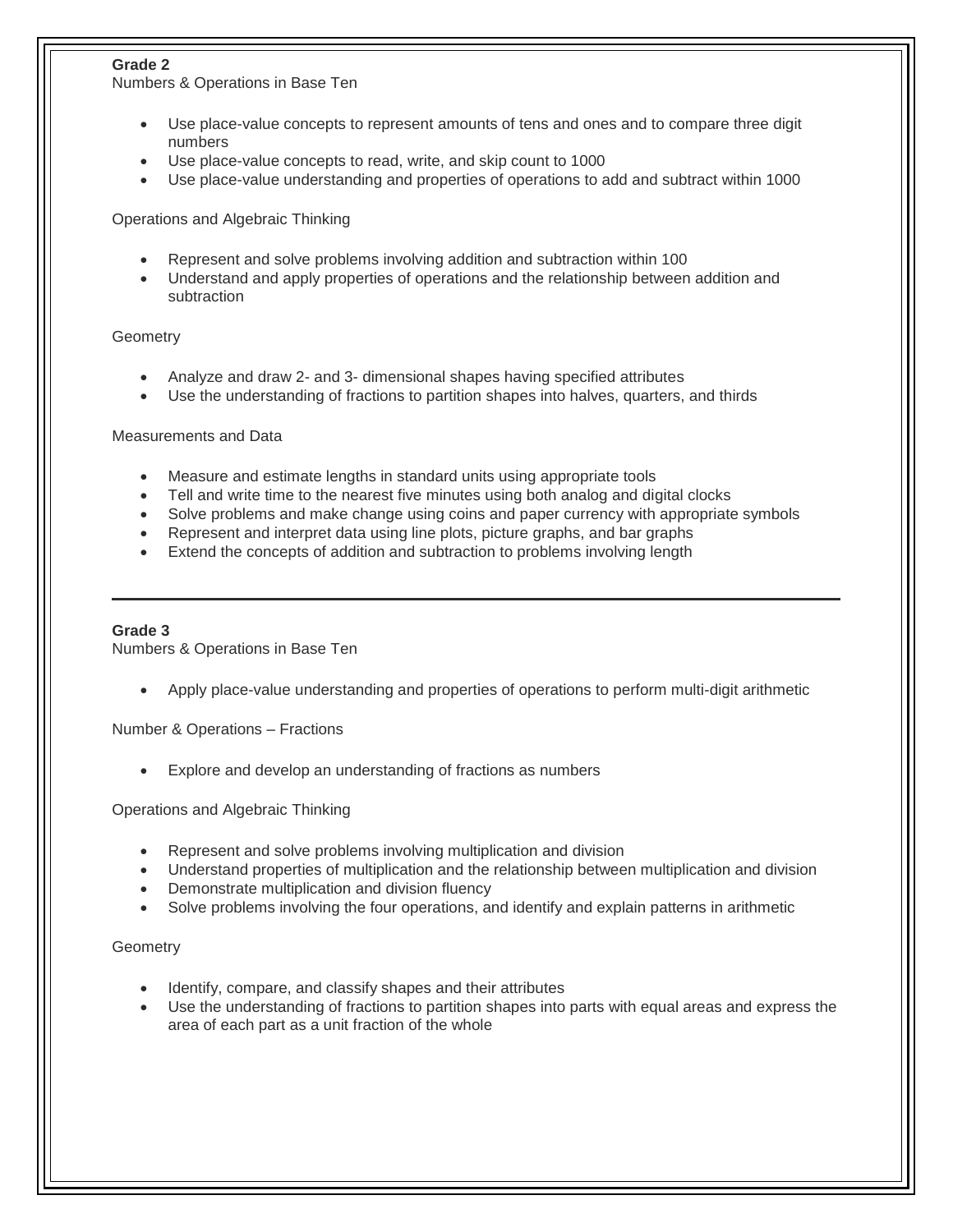**Grade 2**

Numbers & Operations in Base Ten

- Use place-value concepts to represent amounts of tens and ones and to compare three digit numbers
- Use place-value concepts to read, write, and skip count to 1000
- Use place-value understanding and properties of operations to add and subtract within 1000

Operations and Algebraic Thinking

- Represent and solve problems involving addition and subtraction within 100
- Understand and apply properties of operations and the relationship between addition and subtraction

Geometry

- Analyze and draw 2- and 3- dimensional shapes having specified attributes
- Use the understanding of fractions to partition shapes into halves, quarters, and thirds

Measurements and Data

- Measure and estimate lengths in standard units using appropriate tools
- Tell and write time to the nearest five minutes using both analog and digital clocks
- Solve problems and make change using coins and paper currency with appropriate symbols
- Represent and interpret data using line plots, picture graphs, and bar graphs
- Extend the concepts of addition and subtraction to problems involving length

---

**Grade 3**

Numbers & Operations in Base Ten

- Apply place-value understanding and properties of operations to perform multi-digit arithmetic

Number & Operations – Fractions

- Explore and develop an understanding of fractions as numbers

Operations and Algebraic Thinking

- Represent and solve problems involving multiplication and division
- Understand properties of multiplication and the relationship between multiplication and division
- Demonstrate multiplication and division fluency
- Solve problems involving the four operations, and identify and explain patterns in arithmetic

Geometry

- Identify, compare, and classify shapes and their attributes
- Use the understanding of fractions to partition shapes into parts with equal areas and express the area of each part as a unit fraction of the whole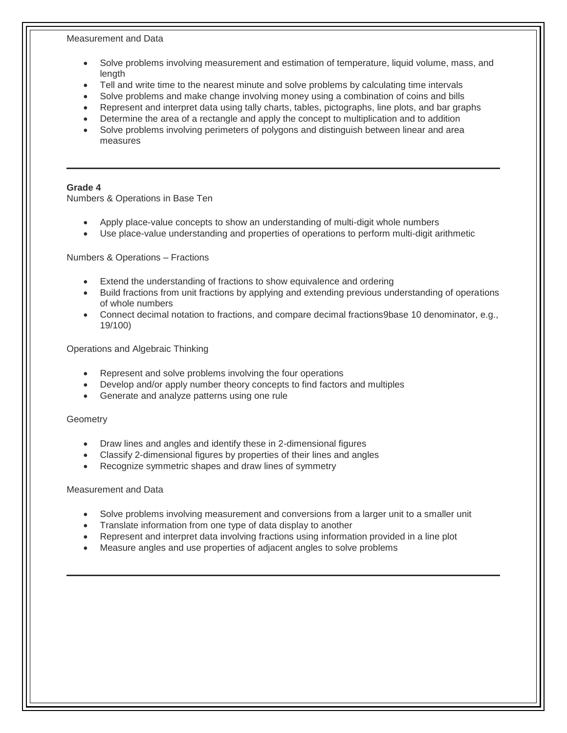Measurement and Data

- Solve problems involving measurement and estimation of temperature, liquid volume, mass, and length
- Tell and write time to the nearest minute and solve problems by calculating time intervals
- Solve problems and make change involving money using a combination of coins and bills
- Represent and interpret data using tally charts, tables, pictographs, line plots, and bar graphs
- Determine the area of a rectangle and apply the concept to multiplication and to addition
- Solve problems involving perimeters of polygons and distinguish between linear and area measures

---

**Grade 4**

Numbers & Operations in Base Ten

- Apply place-value concepts to show an understanding of multi-digit whole numbers
- Use place-value understanding and properties of operations to perform multi-digit arithmetic

Numbers & Operations – Fractions

- Extend the understanding of fractions to show equivalence and ordering
- Build fractions from unit fractions by applying and extending previous understanding of operations of whole numbers
- Connect decimal notation to fractions, and compare decimal fractions9base 10 denominator, e.g., 19/100)

Operations and Algebraic Thinking

- Represent and solve problems involving the four operations
- Develop and/or apply number theory concepts to find factors and multiples
- Generate and analyze patterns using one rule

Geometry

- Draw lines and angles and identify these in 2-dimensional figures
- Classify 2-dimensional figures by properties of their lines and angles
- Recognize symmetric shapes and draw lines of symmetry

Measurement and Data

- Solve problems involving measurement and conversions from a larger unit to a smaller unit
- Translate information from one type of data display to another
- Represent and interpret data involving fractions using information provided in a line plot
- Measure angles and use properties of adjacent angles to solve problems

---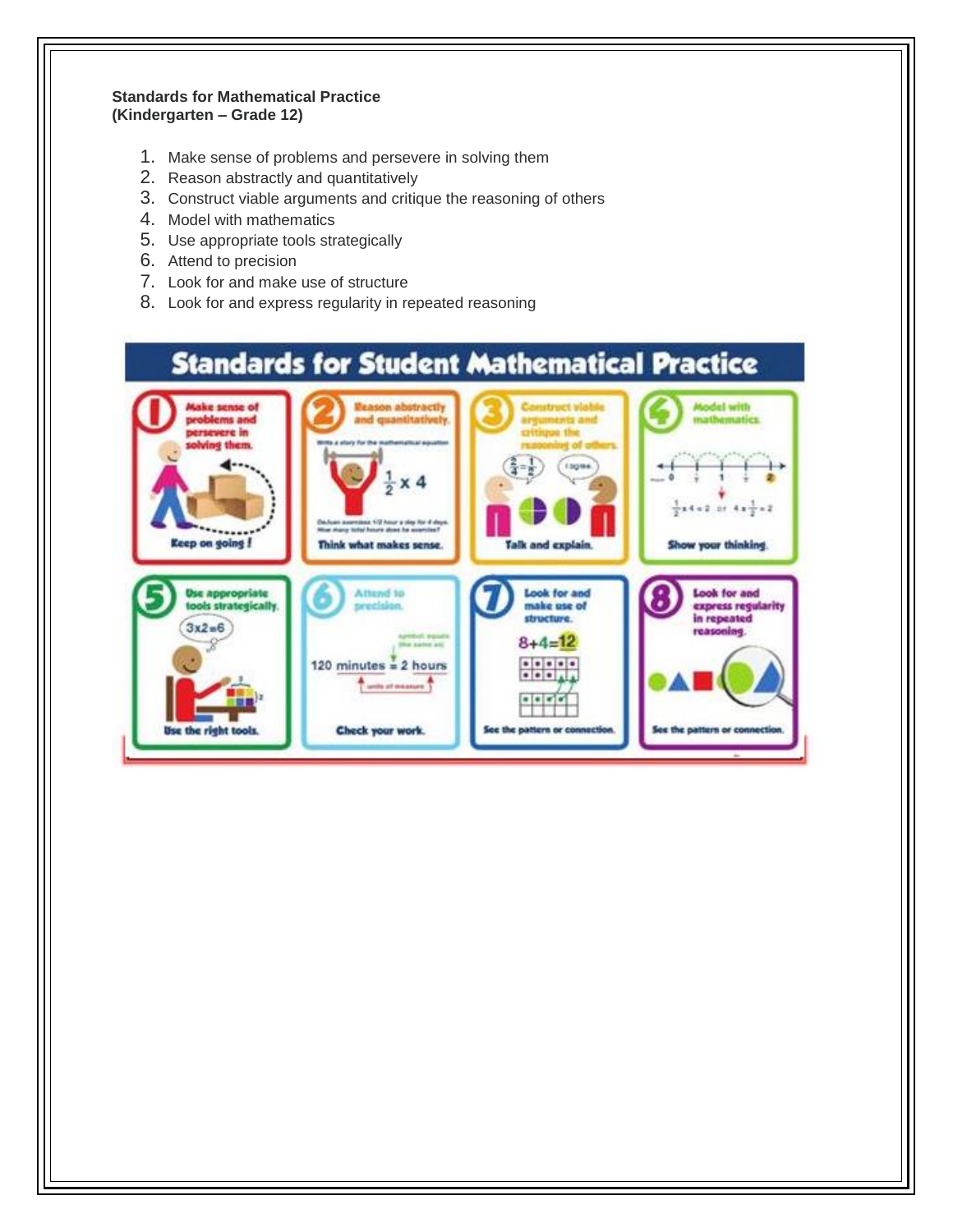**Standards for Mathematical Practice**
**(Kindergarten – Grade 12)**

1. Make sense of problems and persevere in solving them
2. Reason abstractly and quantitatively
3. Construct viable arguments and critique the reasoning of others
4. Model with mathematics
5. Use appropriate tools strategically
6. Attend to precision
7. Look for and make use of structure
8. Look for and express regularity in repeated reasoning

Standards for Student Mathematical Practice

1 Make sense of problems and persevere in solving them.
Keep on going!

2 Reason abstractly and quantitatively.
Write a story for the mathematical equation
$\frac{1}{2} \times 4$
DeJuan exercises 1/2 hour a day for 4 days. How many total hours does he exercise?
Think what makes sense.

3 Construct viable arguments and critique the reasoning of others.
$\frac{2}{4} = \frac{1}{2}$
I agree.
Talk and explain.

4 Model with mathematics.
0 1 2
$\frac{1}{2} \times 4 = 2$ or $4 \times \frac{1}{2} = 2$
Show your thinking.

5 Use appropriate tools strategically.
3x2=6
Use the right tools.

6 Attend to precision.
symbol: equals (the same as)
120 minutes = 2 hours
units of measure
Check your work.

7 Look for and make use of structure.
8+4=12
See the pattern or connection.

8 Look for and express regularity in repeated reasoning.
See the pattern or connection.